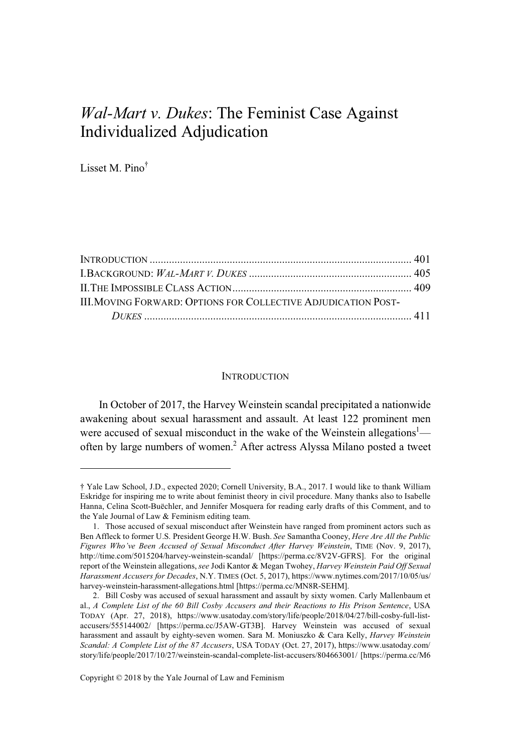# *Wal-Mart v. Dukes*: The Feminist Case Against Individualized Adjudication

Lisset M. Pino†

INTRODUCTION .............................................................................................. 401
I. BACKGROUND: *WAL-MART V. DUKES* .......................................................... 405
II. THE IMPOSSIBLE CLASS ACTION ................................................................ 409
III. MOVING FORWARD: OPTIONS FOR COLLECTIVE ADJUDICATION POST-*DUKES* ................................................................................................ 411

## INTRODUCTION

In October of 2017, the Harvey Weinstein scandal precipitated a nationwide awakening about sexual harassment and assault. At least 122 prominent men were accused of sexual misconduct in the wake of the Weinstein allegations[1]—often by large numbers of women.[2] After actress Alyssa Milano posted a tweet

---

† Yale Law School, J.D., expected 2020; Cornell University, B.A., 2017. I would like to thank William Eskridge for inspiring me to write about feminist theory in civil procedure. Many thanks also to Isabelle Hanna, Celina Scott-Buëchler, and Jennifer Mosquera for reading early drafts of this Comment, and to the Yale Journal of Law & Feminism editing team.

1. Those accused of sexual misconduct after Weinstein have ranged from prominent actors such as Ben Affleck to former U.S. President George H.W. Bush. *See* Samantha Cooney, *Here Are All the Public Figures Who've Been Accused of Sexual Misconduct After Harvey Weinstein*, TIME (Nov. 9, 2017), http://time.com/5015204/harvey-weinstein-scandal/ [https://perma.cc/8V2V-GFRS]. For the original report of the Weinstein allegations, *see* Jodi Kantor & Megan Twohey, *Harvey Weinstein Paid Off Sexual Harassment Accusers for Decades*, N.Y. TIMES (Oct. 5, 2017), https://www.nytimes.com/2017/10/05/us/harvey-weinstein-harassment-allegations.html [https://perma.cc/MN8R-SEHM].

2. Bill Cosby was accused of sexual harassment and assault by sixty women. Carly Mallenbaum et al., *A Complete List of the 60 Bill Cosby Accusers and their Reactions to His Prison Sentence*, USA TODAY (Apr. 27, 2018), https://www.usatoday.com/story/life/people/2018/04/27/bill-cosby-full-list-accusers/555144002/ [https://perma.cc/J5AW-GT3B]. Harvey Weinstein was accused of sexual harassment and assault by eighty-seven women. Sara M. Moniuszko & Cara Kelly, *Harvey Weinstein Scandal: A Complete List of the 87 Accusers*, USA TODAY (Oct. 27, 2017), https://www.usatoday.com/story/life/people/2017/10/27/weinstein-scandal-complete-list-accusers/804663001/ [https://perma.cc/M6

Copyright © 2018 by the Yale Journal of Law and Feminism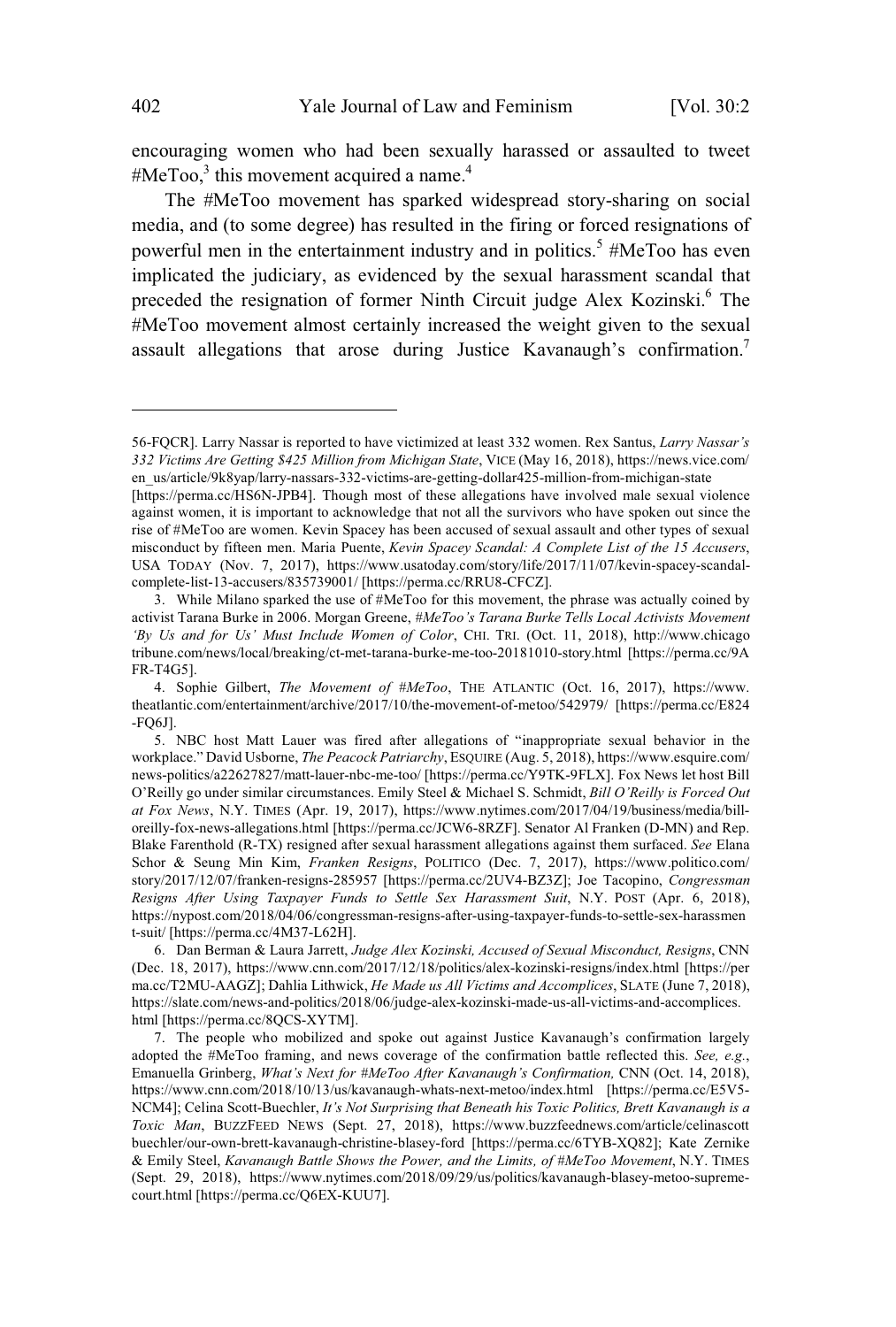encouraging women who had been sexually harassed or assaulted to tweet #MeToo,[3] this movement acquired a name.[4]

The #MeToo movement has sparked widespread story-sharing on social media, and (to some degree) has resulted in the firing or forced resignations of powerful men in the entertainment industry and in politics.[5] #MeToo has even implicated the judiciary, as evidenced by the sexual harassment scandal that preceded the resignation of former Ninth Circuit judge Alex Kozinski.[6] The #MeToo movement almost certainly increased the weight given to the sexual assault allegations that arose during Justice Kavanaugh's confirmation.[7]

---

56-FQCR]. Larry Nassar is reported to have victimized at least 332 women. Rex Santus, *Larry Nassar's 332 Victims Are Getting $425 Million from Michigan State*, VICE (May 16, 2018), https://news.vice.com/en_us/article/9k8yap/larry-nassars-332-victims-are-getting-dollar425-million-from-michigan-state [https://perma.cc/HS6N-JPB4]. Though most of these allegations have involved male sexual violence against women, it is important to acknowledge that not all the survivors who have spoken out since the rise of #MeToo are women. Kevin Spacey has been accused of sexual assault and other types of sexual misconduct by fifteen men. Maria Puente, *Kevin Spacey Scandal: A Complete List of the 15 Accusers*, USA TODAY (Nov. 7, 2017), https://www.usatoday.com/story/life/2017/11/07/kevin-spacey-scandal-complete-list-13-accusers/835739001/ [https://perma.cc/RRU8-CFCZ].

3. While Milano sparked the use of #MeToo for this movement, the phrase was actually coined by activist Tarana Burke in 2006. Morgan Greene, *#MeToo's Tarana Burke Tells Local Activists Movement 'By Us and for Us' Must Include Women of Color*, CHI. TRI. (Oct. 11, 2018), http://www.chicagotribune.com/news/local/breaking/ct-met-tarana-burke-me-too-20181010-story.html [https://perma.cc/9AFR-T4G5].

4. Sophie Gilbert, *The Movement of #MeToo*, THE ATLANTIC (Oct. 16, 2017), https://www.theatlantic.com/entertainment/archive/2017/10/the-movement-of-metoo/542979/ [https://perma.cc/E824-FQ6J].

5. NBC host Matt Lauer was fired after allegations of "inappropriate sexual behavior in the workplace." David Usborne, *The Peacock Patriarchy*, ESQUIRE (Aug. 5, 2018), https://www.esquire.com/news-politics/a22627827/matt-lauer-nbc-me-too/ [https://perma.cc/Y9TK-9FLX]. Fox News let host Bill O'Reilly go under similar circumstances. Emily Steel & Michael S. Schmidt, *Bill O'Reilly is Forced Out at Fox News*, N.Y. TIMES (Apr. 19, 2017), https://www.nytimes.com/2017/04/19/business/media/bill-oreilly-fox-news-allegations.html [https://perma.cc/JCW6-8RZF]. Senator Al Franken (D-MN) and Rep. Blake Farenthold (R-TX) resigned after sexual harassment allegations against them surfaced. *See* Elana Schor & Seung Min Kim, *Franken Resigns*, POLITICO (Dec. 7, 2017), https://www.politico.com/story/2017/12/07/franken-resigns-285957 [https://perma.cc/2UV4-BZ3Z]; Joe Tacopino, *Congressman Resigns After Using Taxpayer Funds to Settle Sex Harassment Suit*, N.Y. POST (Apr. 6, 2018), https://nypost.com/2018/04/06/congressman-resigns-after-using-taxpayer-funds-to-settle-sex-harassment-suit/ [https://perma.cc/4M37-L62H].

6. Dan Berman & Laura Jarrett, *Judge Alex Kozinski, Accused of Sexual Misconduct, Resigns*, CNN (Dec. 18, 2017), https://www.cnn.com/2017/12/18/politics/alex-kozinski-resigns/index.html [https://perma.cc/T2MU-AAGZ]; Dahlia Lithwick, *He Made us All Victims and Accomplices*, SLATE (June 7, 2018), https://slate.com/news-and-politics/2018/06/judge-alex-kozinski-made-us-all-victims-and-accomplices.html [https://perma.cc/8QCS-XYTM].

7. The people who mobilized and spoke out against Justice Kavanaugh's confirmation largely adopted the #MeToo framing, and news coverage of the confirmation battle reflected this. *See, e.g.*, Emanuella Grinberg, *What's Next for #MeToo After Kavanaugh's Confirmation,* CNN (Oct. 14, 2018), https://www.cnn.com/2018/10/13/us/kavanaugh-whats-next-metoo/index.html [https://perma.cc/E5V5-NCM4]; Celina Scott-Buechler, *It's Not Surprising that Beneath his Toxic Politics, Brett Kavanaugh is a Toxic Man*, BUZZFEED NEWS (Sept. 27, 2018), https://www.buzzfeednews.com/article/celinascottbuechler/our-own-brett-kavanaugh-christine-blasey-ford [https://perma.cc/6TYB-XQ82]; Kate Zernike & Emily Steel, *Kavanaugh Battle Shows the Power, and the Limits, of #MeToo Movement*, N.Y. TIMES (Sept. 29, 2018), https://www.nytimes.com/2018/09/29/us/politics/kavanaugh-blasey-metoo-supreme-court.html [https://perma.cc/Q6EX-KUU7].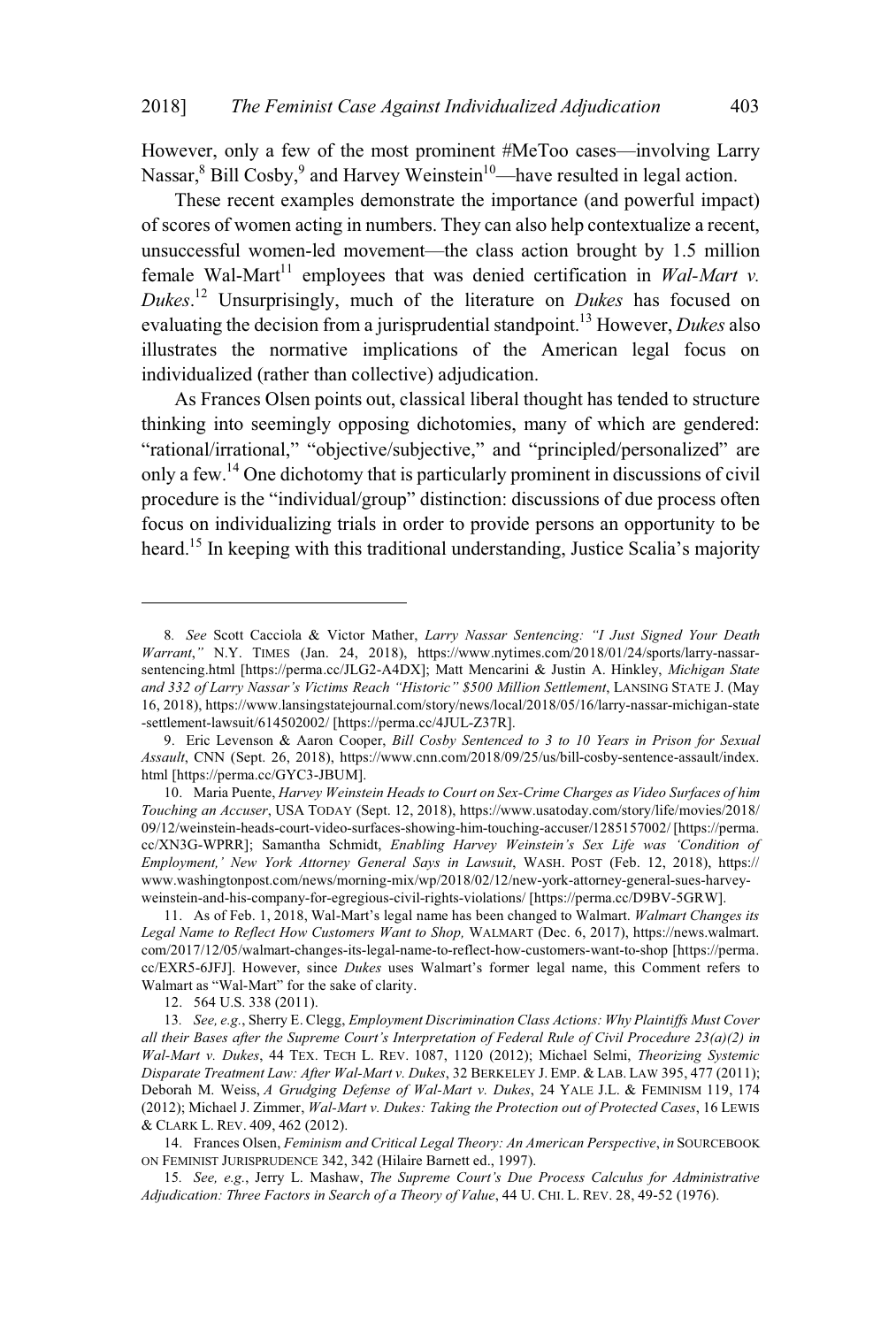However, only a few of the most prominent #MeToo cases—involving Larry Nassar,[8] Bill Cosby,[9] and Harvey Weinstein[10]—have resulted in legal action.

These recent examples demonstrate the importance (and powerful impact) of scores of women acting in numbers. They can also help contextualize a recent, unsuccessful women-led movement—the class action brought by 1.5 million female Wal-Mart[11] employees that was denied certification in *Wal-Mart v. Dukes*.[12] Unsurprisingly, much of the literature on *Dukes* has focused on evaluating the decision from a jurisprudential standpoint.[13] However, *Dukes* also illustrates the normative implications of the American legal focus on individualized (rather than collective) adjudication.

As Frances Olsen points out, classical liberal thought has tended to structure thinking into seemingly opposing dichotomies, many of which are gendered: "rational/irrational," "objective/subjective," and "principled/personalized" are only a few.[14] One dichotomy that is particularly prominent in discussions of civil procedure is the "individual/group" distinction: discussions of due process often focus on individualizing trials in order to provide persons an opportunity to be heard.[15] In keeping with this traditional understanding, Justice Scalia's majority

---

8. *See* Scott Cacciola & Victor Mather, *Larry Nassar Sentencing: "I Just Signed Your Death Warrant*,*"* N.Y. TIMES (Jan. 24, 2018), https://www.nytimes.com/2018/01/24/sports/larry-nassar-sentencing.html [https://perma.cc/JLG2-A4DX]; Matt Mencarini & Justin A. Hinkley, *Michigan State and 332 of Larry Nassar's Victims Reach "Historic" $500 Million Settlement*, LANSING STATE J. (May 16, 2018), https://www.lansingstatejournal.com/story/news/local/2018/05/16/larry-nassar-michigan-state-settlement-lawsuit/614502002/ [https://perma.cc/4JUL-Z37R].

9. Eric Levenson & Aaron Cooper, *Bill Cosby Sentenced to 3 to 10 Years in Prison for Sexual Assault*, CNN (Sept. 26, 2018), https://www.cnn.com/2018/09/25/us/bill-cosby-sentence-assault/index.html [https://perma.cc/GYC3-JBUM].

10. Maria Puente, *Harvey Weinstein Heads to Court on Sex-Crime Charges as Video Surfaces of him Touching an Accuser*, USA TODAY (Sept. 12, 2018), https://www.usatoday.com/story/life/movies/2018/09/12/weinstein-heads-court-video-surfaces-showing-him-touching-accuser/1285157002/ [https://perma.cc/XN3G-WPRR]; Samantha Schmidt, *Enabling Harvey Weinstein's Sex Life was 'Condition of Employment,' New York Attorney General Says in Lawsuit*, WASH. POST (Feb. 12, 2018), https://www.washingtonpost.com/news/morning-mix/wp/2018/02/12/new-york-attorney-general-sues-harvey-weinstein-and-his-company-for-egregious-civil-rights-violations/ [https://perma.cc/D9BV-5GRW].

11. As of Feb. 1, 2018, Wal-Mart's legal name has been changed to Walmart. *Walmart Changes its Legal Name to Reflect How Customers Want to Shop,* WALMART (Dec. 6, 2017), https://news.walmart.com/2017/12/05/walmart-changes-its-legal-name-to-reflect-how-customers-want-to-shop [https://perma.cc/EXR5-6JFJ]. However, since *Dukes* uses Walmart's former legal name, this Comment refers to Walmart as "Wal-Mart" for the sake of clarity.

12. 564 U.S. 338 (2011).

13. *See, e.g.*, Sherry E. Clegg, *Employment Discrimination Class Actions: Why Plaintiffs Must Cover all their Bases after the Supreme Court's Interpretation of Federal Rule of Civil Procedure 23(a)(2) in Wal-Mart v. Dukes*, 44 TEX. TECH L. REV. 1087, 1120 (2012); Michael Selmi, *Theorizing Systemic Disparate Treatment Law: After Wal-Mart v. Dukes*, 32 BERKELEY J. EMP. & LAB. LAW 395, 477 (2011); Deborah M. Weiss, *A Grudging Defense of Wal-Mart v. Dukes*, 24 YALE J.L. & FEMINISM 119, 174 (2012); Michael J. Zimmer, *Wal-Mart v. Dukes: Taking the Protection out of Protected Cases*, 16 LEWIS & CLARK L. REV. 409, 462 (2012).

14. Frances Olsen, *Feminism and Critical Legal Theory: An American Perspective*, *in* SOURCEBOOK ON FEMINIST JURISPRUDENCE 342, 342 (Hilaire Barnett ed., 1997).

15. *See, e.g.*, Jerry L. Mashaw, *The Supreme Court's Due Process Calculus for Administrative Adjudication: Three Factors in Search of a Theory of Value*, 44 U. CHI. L. REV. 28, 49-52 (1976).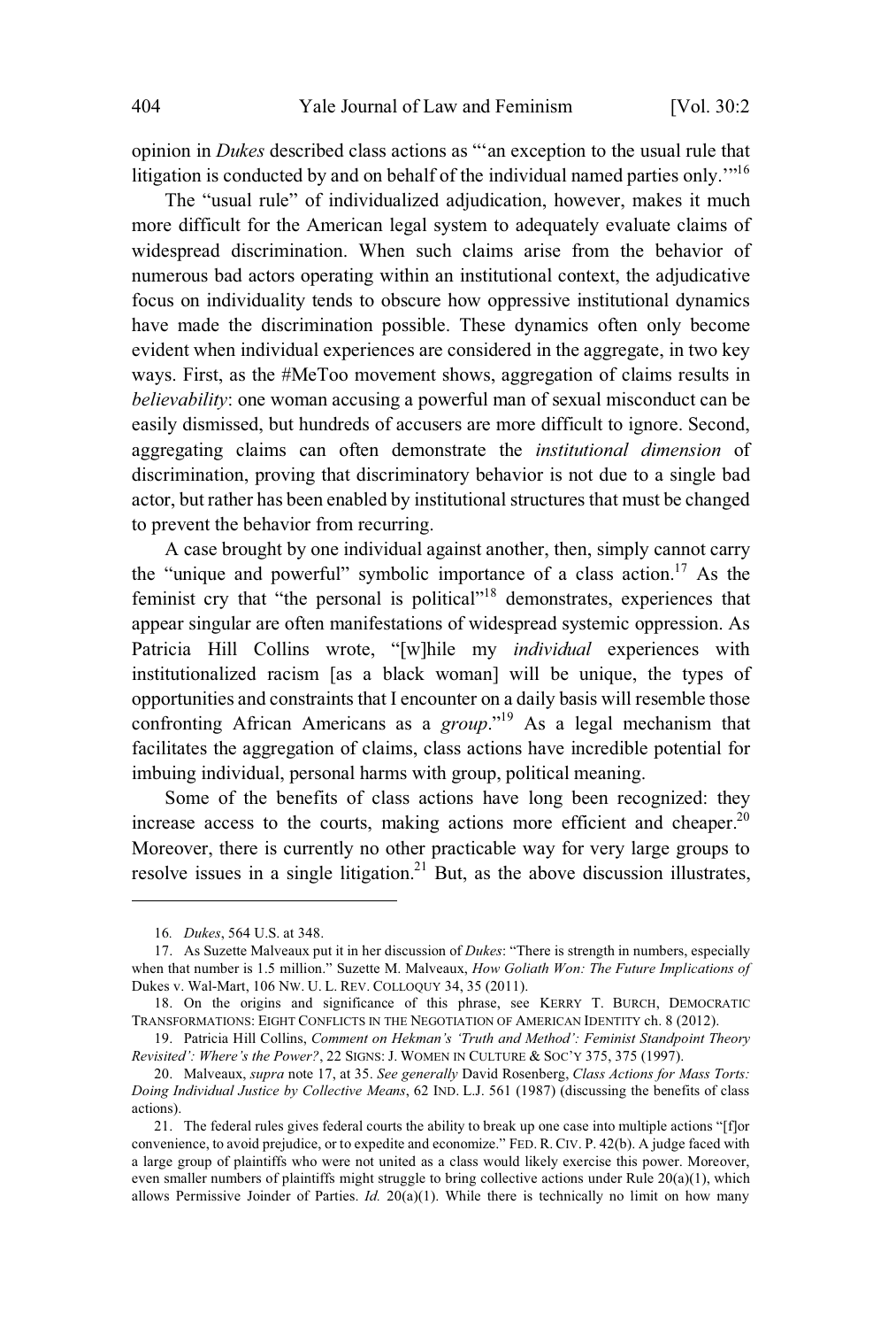opinion in *Dukes* described class actions as "'an exception to the usual rule that litigation is conducted by and on behalf of the individual named parties only.'"[16]

The "usual rule" of individualized adjudication, however, makes it much more difficult for the American legal system to adequately evaluate claims of widespread discrimination. When such claims arise from the behavior of numerous bad actors operating within an institutional context, the adjudicative focus on individuality tends to obscure how oppressive institutional dynamics have made the discrimination possible. These dynamics often only become evident when individual experiences are considered in the aggregate, in two key ways. First, as the #MeToo movement shows, aggregation of claims results in *believability*: one woman accusing a powerful man of sexual misconduct can be easily dismissed, but hundreds of accusers are more difficult to ignore. Second, aggregating claims can often demonstrate the *institutional dimension* of discrimination, proving that discriminatory behavior is not due to a single bad actor, but rather has been enabled by institutional structures that must be changed to prevent the behavior from recurring.

A case brought by one individual against another, then, simply cannot carry the "unique and powerful" symbolic importance of a class action.[17] As the feminist cry that "the personal is political"[18] demonstrates, experiences that appear singular are often manifestations of widespread systemic oppression. As Patricia Hill Collins wrote, "[w]hile my *individual* experiences with institutionalized racism [as a black woman] will be unique, the types of opportunities and constraints that I encounter on a daily basis will resemble those confronting African Americans as a *group*."[19] As a legal mechanism that facilitates the aggregation of claims, class actions have incredible potential for imbuing individual, personal harms with group, political meaning.

Some of the benefits of class actions have long been recognized: they increase access to the courts, making actions more efficient and cheaper.[20] Moreover, there is currently no other practicable way for very large groups to resolve issues in a single litigation.[21] But, as the above discussion illustrates,

---

16. *Dukes*, 564 U.S. at 348.

17. As Suzette Malveaux put it in her discussion of *Dukes*: "There is strength in numbers, especially when that number is 1.5 million." Suzette M. Malveaux, *How Goliath Won: The Future Implications of* Dukes v. Wal-Mart, 106 NW. U. L. REV. COLLOQUY 34, 35 (2011).

18. On the origins and significance of this phrase, see KERRY T. BURCH, DEMOCRATIC TRANSFORMATIONS: EIGHT CONFLICTS IN THE NEGOTIATION OF AMERICAN IDENTITY ch. 8 (2012).

19. Patricia Hill Collins, *Comment on Hekman's 'Truth and Method': Feminist Standpoint Theory Revisited': Where's the Power?*, 22 SIGNS: J. WOMEN IN CULTURE & SOC'Y 375, 375 (1997).

20. Malveaux, *supra* note 17, at 35. *See generally* David Rosenberg, *Class Actions for Mass Torts: Doing Individual Justice by Collective Means*, 62 IND. L.J. 561 (1987) (discussing the benefits of class actions).

21. The federal rules gives federal courts the ability to break up one case into multiple actions "[f]or convenience, to avoid prejudice, or to expedite and economize." FED. R. CIV. P. 42(b). A judge faced with a large group of plaintiffs who were not united as a class would likely exercise this power. Moreover, even smaller numbers of plaintiffs might struggle to bring collective actions under Rule 20(a)(1), which allows Permissive Joinder of Parties. *Id.* 20(a)(1). While there is technically no limit on how many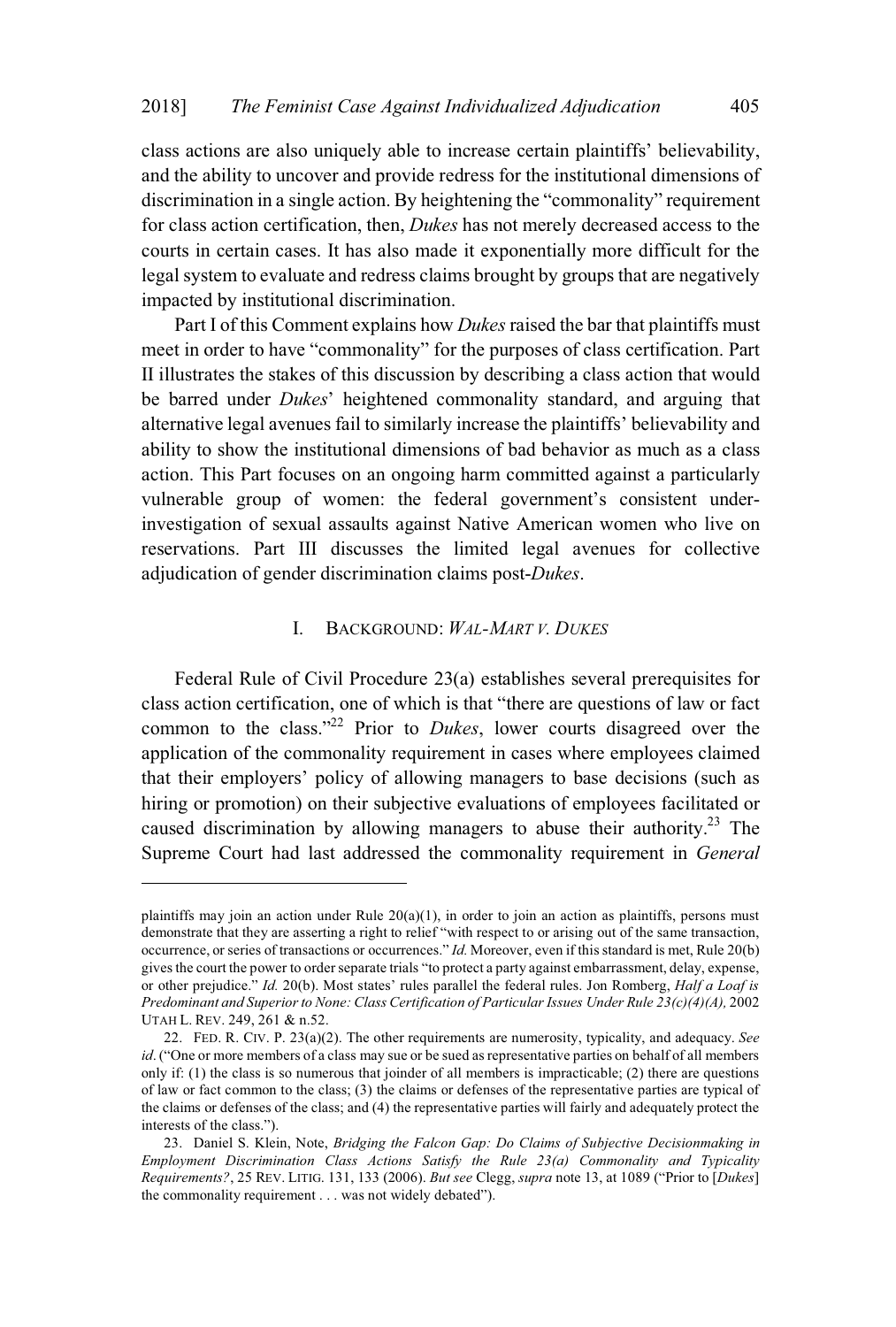class actions are also uniquely able to increase certain plaintiffs' believability, and the ability to uncover and provide redress for the institutional dimensions of discrimination in a single action. By heightening the "commonality" requirement for class action certification, then, *Dukes* has not merely decreased access to the courts in certain cases. It has also made it exponentially more difficult for the legal system to evaluate and redress claims brought by groups that are negatively impacted by institutional discrimination.

Part I of this Comment explains how *Dukes* raised the bar that plaintiffs must meet in order to have "commonality" for the purposes of class certification. Part II illustrates the stakes of this discussion by describing a class action that would be barred under *Dukes*' heightened commonality standard, and arguing that alternative legal avenues fail to similarly increase the plaintiffs' believability and ability to show the institutional dimensions of bad behavior as much as a class action. This Part focuses on an ongoing harm committed against a particularly vulnerable group of women: the federal government's consistent under-investigation of sexual assaults against Native American women who live on reservations. Part III discusses the limited legal avenues for collective adjudication of gender discrimination claims post-*Dukes*.

## I. BACKGROUND: *WAL-MART V. DUKES*

Federal Rule of Civil Procedure 23(a) establishes several prerequisites for class action certification, one of which is that "there are questions of law or fact common to the class."[22] Prior to *Dukes*, lower courts disagreed over the application of the commonality requirement in cases where employees claimed that their employers' policy of allowing managers to base decisions (such as hiring or promotion) on their subjective evaluations of employees facilitated or caused discrimination by allowing managers to abuse their authority.[23] The Supreme Court had last addressed the commonality requirement in *General*

---

plaintiffs may join an action under Rule 20(a)(1), in order to join an action as plaintiffs, persons must demonstrate that they are asserting a right to relief "with respect to or arising out of the same transaction, occurrence, or series of transactions or occurrences." *Id.* Moreover, even if this standard is met, Rule 20(b) gives the court the power to order separate trials "to protect a party against embarrassment, delay, expense, or other prejudice." *Id.* 20(b). Most states' rules parallel the federal rules. Jon Romberg, *Half a Loaf is Predominant and Superior to None: Class Certification of Particular Issues Under Rule 23(c)(4)(A),* 2002 UTAH L. REV. 249, 261 & n.52.

22. FED. R. CIV. P. 23(a)(2). The other requirements are numerosity, typicality, and adequacy. *See id.* ("One or more members of a class may sue or be sued as representative parties on behalf of all members only if: (1) the class is so numerous that joinder of all members is impracticable; (2) there are questions of law or fact common to the class; (3) the claims or defenses of the representative parties are typical of the claims or defenses of the class; and (4) the representative parties will fairly and adequately protect the interests of the class.").

23. Daniel S. Klein, Note, *Bridging the Falcon Gap: Do Claims of Subjective Decisionmaking in Employment Discrimination Class Actions Satisfy the Rule 23(a) Commonality and Typicality Requirements?*, 25 REV. LITIG. 131, 133 (2006). *But see* Clegg, *supra* note 13, at 1089 ("Prior to [*Dukes*] the commonality requirement . . . was not widely debated").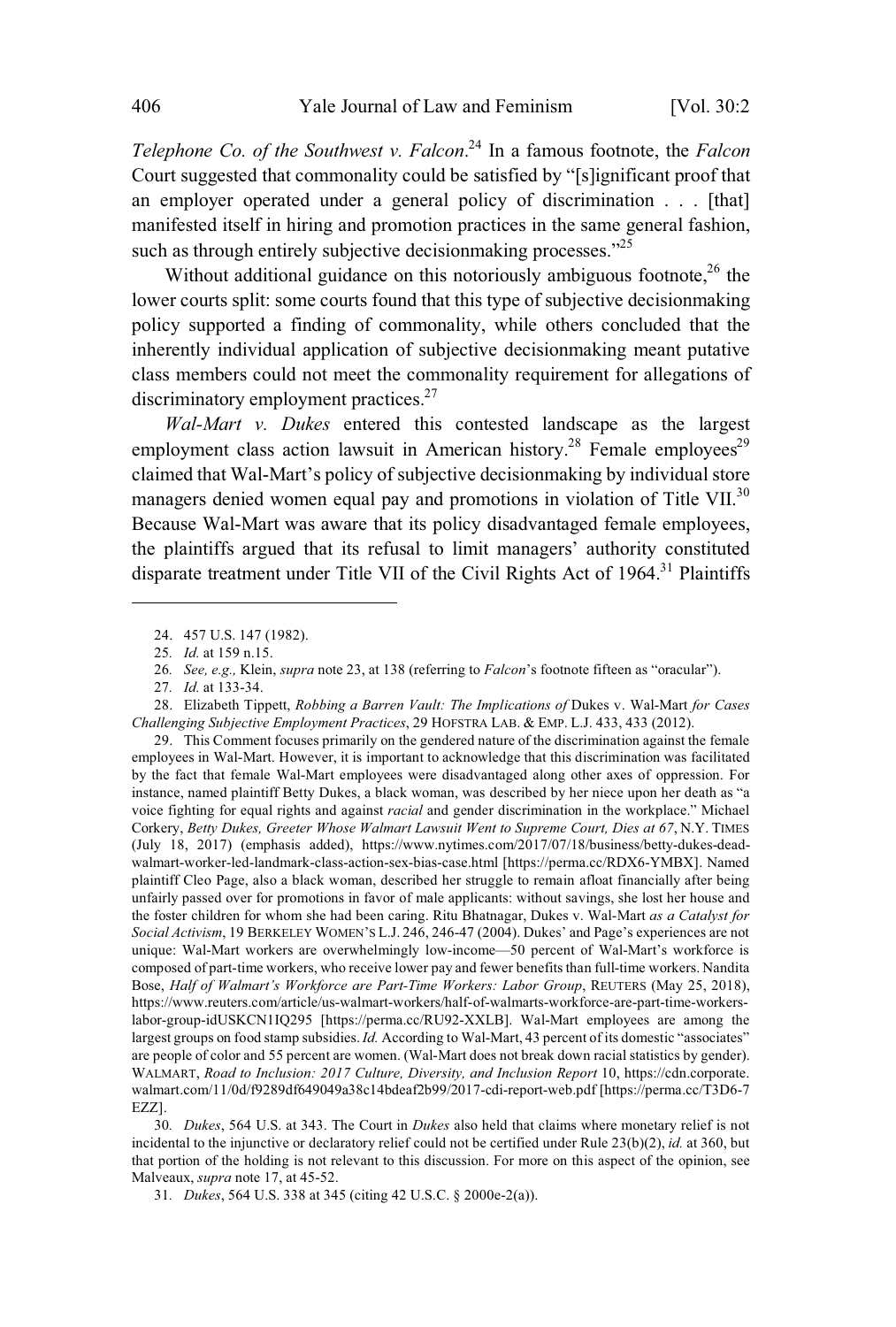*Telephone Co. of the Southwest v. Falcon*.[24] In a famous footnote, the *Falcon* Court suggested that commonality could be satisfied by "[s]ignificant proof that an employer operated under a general policy of discrimination . . . [that] manifested itself in hiring and promotion practices in the same general fashion, such as through entirely subjective decisionmaking processes."[25]

Without additional guidance on this notoriously ambiguous footnote,[26] the lower courts split: some courts found that this type of subjective decisionmaking policy supported a finding of commonality, while others concluded that the inherently individual application of subjective decisionmaking meant putative class members could not meet the commonality requirement for allegations of discriminatory employment practices.[27]

*Wal-Mart v. Dukes* entered this contested landscape as the largest employment class action lawsuit in American history.[28] Female employees[29] claimed that Wal-Mart's policy of subjective decisionmaking by individual store managers denied women equal pay and promotions in violation of Title VII.[30] Because Wal-Mart was aware that its policy disadvantaged female employees, the plaintiffs argued that its refusal to limit managers' authority constituted disparate treatment under Title VII of the Civil Rights Act of 1964.[31] Plaintiffs

---

24. 457 U.S. 147 (1982).

25. *Id.* at 159 n.15.

26. *See, e.g.,* Klein, *supra* note 23, at 138 (referring to *Falcon*'s footnote fifteen as "oracular").

27. *Id.* at 133-34.

28. Elizabeth Tippett, *Robbing a Barren Vault: The Implications of* Dukes v. Wal-Mart *for Cases Challenging Subjective Employment Practices*, 29 HOFSTRA LAB. & EMP. L.J. 433, 433 (2012).

29. This Comment focuses primarily on the gendered nature of the discrimination against the female employees in Wal-Mart. However, it is important to acknowledge that this discrimination was facilitated by the fact that female Wal-Mart employees were disadvantaged along other axes of oppression. For instance, named plaintiff Betty Dukes, a black woman, was described by her niece upon her death as "a voice fighting for equal rights and against *racial* and gender discrimination in the workplace." Michael Corkery, *Betty Dukes, Greeter Whose Walmart Lawsuit Went to Supreme Court, Dies at 67*, N.Y. TIMES (July 18, 2017) (emphasis added), https://www.nytimes.com/2017/07/18/business/betty-dukes-dead-walmart-worker-led-landmark-class-action-sex-bias-case.html [https://perma.cc/RDX6-YMBX]. Named plaintiff Cleo Page, also a black woman, described her struggle to remain afloat financially after being unfairly passed over for promotions in favor of male applicants: without savings, she lost her house and the foster children for whom she had been caring. Ritu Bhatnagar, Dukes v. Wal-Mart *as a Catalyst for Social Activism*, 19 BERKELEY WOMEN'S L.J. 246, 246-47 (2004). Dukes' and Page's experiences are not unique: Wal-Mart workers are overwhelmingly low-income—50 percent of Wal-Mart's workforce is composed of part-time workers, who receive lower pay and fewer benefits than full-time workers. Nandita Bose, *Half of Walmart's Workforce are Part-Time Workers: Labor Group*, REUTERS (May 25, 2018), https://www.reuters.com/article/us-walmart-workers/half-of-walmarts-workforce-are-part-time-workers-labor-group-idUSKCN1IQ295 [https://perma.cc/RU92-XXLB]. Wal-Mart employees are among the largest groups on food stamp subsidies. *Id.* According to Wal-Mart, 43 percent of its domestic "associates" are people of color and 55 percent are women. (Wal-Mart does not break down racial statistics by gender). WALMART, *Road to Inclusion: 2017 Culture, Diversity, and Inclusion Report* 10, https://cdn.corporate.walmart.com/11/0d/f9289df649049a38c14bdeaf2b99/2017-cdi-report-web.pdf [https://perma.cc/T3D6-7EZZ].

30. *Dukes*, 564 U.S. at 343. The Court in *Dukes* also held that claims where monetary relief is not incidental to the injunctive or declaratory relief could not be certified under Rule 23(b)(2), *id.* at 360, but that portion of the holding is not relevant to this discussion. For more on this aspect of the opinion, see Malveaux, *supra* note 17, at 45-52.

31. *Dukes*, 564 U.S. 338 at 345 (citing 42 U.S.C. § 2000e-2(a)).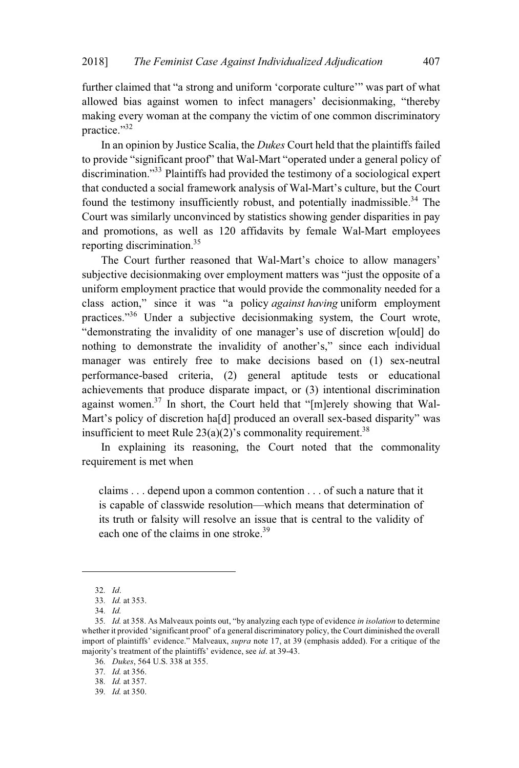further claimed that "a strong and uniform 'corporate culture'" was part of what allowed bias against women to infect managers' decisionmaking, "thereby making every woman at the company the victim of one common discriminatory practice."[32]

In an opinion by Justice Scalia, the *Dukes* Court held that the plaintiffs failed to provide "significant proof" that Wal-Mart "operated under a general policy of discrimination."[33] Plaintiffs had provided the testimony of a sociological expert that conducted a social framework analysis of Wal-Mart's culture, but the Court found the testimony insufficiently robust, and potentially inadmissible.[34] The Court was similarly unconvinced by statistics showing gender disparities in pay and promotions, as well as 120 affidavits by female Wal-Mart employees reporting discrimination.[35]

The Court further reasoned that Wal-Mart's choice to allow managers' subjective decisionmaking over employment matters was "just the opposite of a uniform employment practice that would provide the commonality needed for a class action," since it was "a policy *against having* uniform employment practices."[36] Under a subjective decisionmaking system, the Court wrote, "demonstrating the invalidity of one manager's use of discretion w[ould] do nothing to demonstrate the invalidity of another's," since each individual manager was entirely free to make decisions based on (1) sex-neutral performance-based criteria, (2) general aptitude tests or educational achievements that produce disparate impact, or (3) intentional discrimination against women.[37] In short, the Court held that "[m]erely showing that Wal-Mart's policy of discretion ha[d] produced an overall sex-based disparity" was insufficient to meet Rule 23(a)(2)'s commonality requirement.[38]

In explaining its reasoning, the Court noted that the commonality requirement is met when

> claims . . . depend upon a common contention . . . of such a nature that it is capable of classwide resolution—which means that determination of its truth or falsity will resolve an issue that is central to the validity of each one of the claims in one stroke.[39]

---

32. *Id*.
33. *Id.* at 353.
34. *Id.*
35. *Id.* at 358. As Malveaux points out, "by analyzing each type of evidence *in isolation* to determine whether it provided 'significant proof' of a general discriminatory policy, the Court diminished the overall import of plaintiffs' evidence." Malveaux, *supra* note 17, at 39 (emphasis added). For a critique of the majority's treatment of the plaintiffs' evidence, see *id*. at 39-43.
36. *Dukes*, 564 U.S. 338 at 355.
37. *Id.* at 356.
38. *Id.* at 357.
39. *Id.* at 350.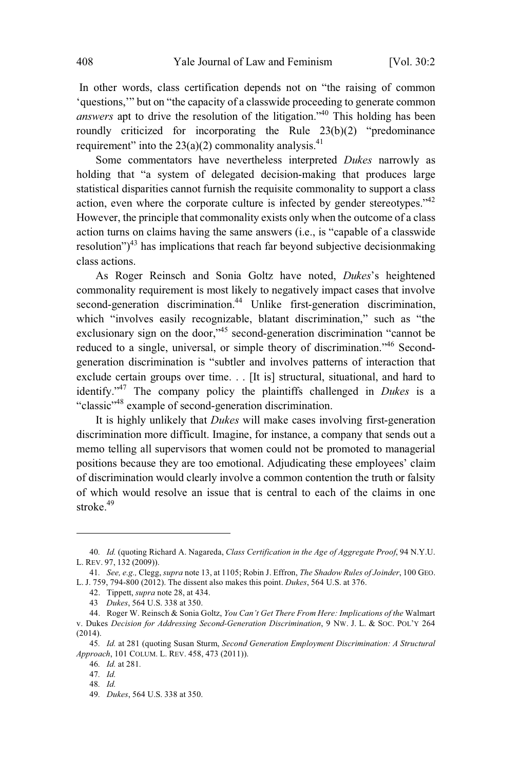In other words, class certification depends not on "the raising of common 'questions,'" but on "the capacity of a classwide proceeding to generate common *answers* apt to drive the resolution of the litigation."[40] This holding has been roundly criticized for incorporating the Rule 23(b)(2) "predominance requirement" into the 23(a)(2) commonality analysis.[41]

Some commentators have nevertheless interpreted *Dukes* narrowly as holding that "a system of delegated decision-making that produces large statistical disparities cannot furnish the requisite commonality to support a class action, even where the corporate culture is infected by gender stereotypes."[42] However, the principle that commonality exists only when the outcome of a class action turns on claims having the same answers (i.e., is "capable of a classwide resolution")[43] has implications that reach far beyond subjective decisionmaking class actions.

As Roger Reinsch and Sonia Goltz have noted, *Dukes*'s heightened commonality requirement is most likely to negatively impact cases that involve second-generation discrimination.[44] Unlike first-generation discrimination, which "involves easily recognizable, blatant discrimination," such as "the exclusionary sign on the door,"[45] second-generation discrimination "cannot be reduced to a single, universal, or simple theory of discrimination."[46] Second-generation discrimination is "subtler and involves patterns of interaction that exclude certain groups over time. . . [It is] structural, situational, and hard to identify."[47] The company policy the plaintiffs challenged in *Dukes* is a "classic"[48] example of second-generation discrimination.

It is highly unlikely that *Dukes* will make cases involving first-generation discrimination more difficult. Imagine, for instance, a company that sends out a memo telling all supervisors that women could not be promoted to managerial positions because they are too emotional. Adjudicating these employees' claim of discrimination would clearly involve a common contention the truth or falsity of which would resolve an issue that is central to each of the claims in one stroke.[49]

---

40. *Id.* (quoting Richard A. Nagareda, *Class Certification in the Age of Aggregate Proof*, 94 N.Y.U. L. REV. 97, 132 (2009)).

41. *See, e.g.,* Clegg, *supra* note 13, at 1105; Robin J. Effron, *The Shadow Rules of Joinder*, 100 GEO. L. J. 759, 794-800 (2012). The dissent also makes this point. *Dukes*, 564 U.S. at 376.

42. Tippett, *supra* note 28, at 434.

43 *Dukes*, 564 U.S. 338 at 350.

44. Roger W. Reinsch & Sonia Goltz, *You Can't Get There From Here: Implications of the* Walmart v. Dukes *Decision for Addressing Second-Generation Discrimination*, 9 NW. J. L. & SOC. POL'Y 264 (2014).

45. *Id.* at 281 (quoting Susan Sturm, *Second Generation Employment Discrimination: A Structural Approach*, 101 COLUM. L. REV. 458, 473 (2011)).

46. *Id.* at 281.

47. *Id.*

48. *Id.*

49. *Dukes*, 564 U.S. 338 at 350.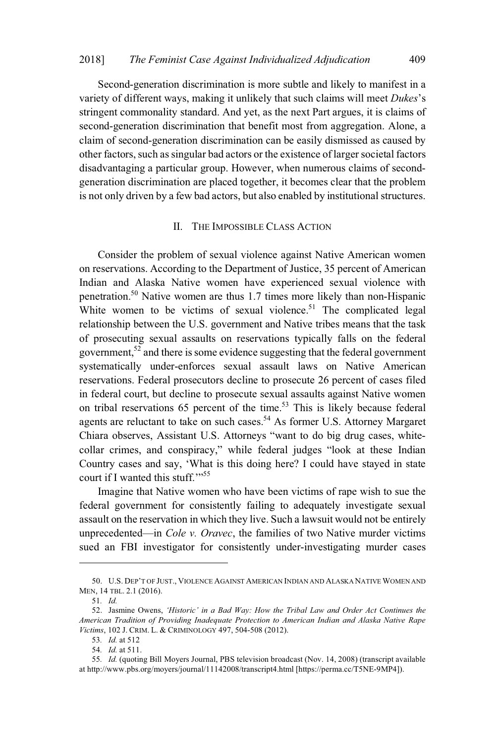Second-generation discrimination is more subtle and likely to manifest in a variety of different ways, making it unlikely that such claims will meet *Dukes*'s stringent commonality standard. And yet, as the next Part argues, it is claims of second-generation discrimination that benefit most from aggregation. Alone, a claim of second-generation discrimination can be easily dismissed as caused by other factors, such as singular bad actors or the existence of larger societal factors disadvantaging a particular group. However, when numerous claims of second-generation discrimination are placed together, it becomes clear that the problem is not only driven by a few bad actors, but also enabled by institutional structures.

## II. THE IMPOSSIBLE CLASS ACTION

Consider the problem of sexual violence against Native American women on reservations. According to the Department of Justice, 35 percent of American Indian and Alaska Native women have experienced sexual violence with penetration.[50] Native women are thus 1.7 times more likely than non-Hispanic White women to be victims of sexual violence.[51] The complicated legal relationship between the U.S. government and Native tribes means that the task of prosecuting sexual assaults on reservations typically falls on the federal government,[52] and there is some evidence suggesting that the federal government systematically under-enforces sexual assault laws on Native American reservations. Federal prosecutors decline to prosecute 26 percent of cases filed in federal court, but decline to prosecute sexual assaults against Native women on tribal reservations 65 percent of the time.[53] This is likely because federal agents are reluctant to take on such cases.[54] As former U.S. Attorney Margaret Chiara observes, Assistant U.S. Attorneys "want to do big drug cases, white-collar crimes, and conspiracy," while federal judges "look at these Indian Country cases and say, 'What is this doing here? I could have stayed in state court if I wanted this stuff.'"[55]

Imagine that Native women who have been victims of rape wish to sue the federal government for consistently failing to adequately investigate sexual assault on the reservation in which they live. Such a lawsuit would not be entirely unprecedented—in *Cole v. Oravec*, the families of two Native murder victims sued an FBI investigator for consistently under-investigating murder cases

---

50. U.S. DEP'T OF JUST., VIOLENCE AGAINST AMERICAN INDIAN AND ALASKA NATIVE WOMEN AND MEN, 14 TBL. 2.1 (2016).

51. *Id.*

52. Jasmine Owens, *'Historic' in a Bad Way: How the Tribal Law and Order Act Continues the American Tradition of Providing Inadequate Protection to American Indian and Alaska Native Rape Victims*, 102 J. CRIM. L. & CRIMINOLOGY 497, 504-508 (2012).

53. *Id.* at 512

54. *Id.* at 511.

55. *Id.* (quoting Bill Moyers Journal, PBS television broadcast (Nov. 14, 2008) (transcript available at http://www.pbs.org/moyers/journal/11142008/transcript4.html [https://perma.cc/T5NE-9MP4]).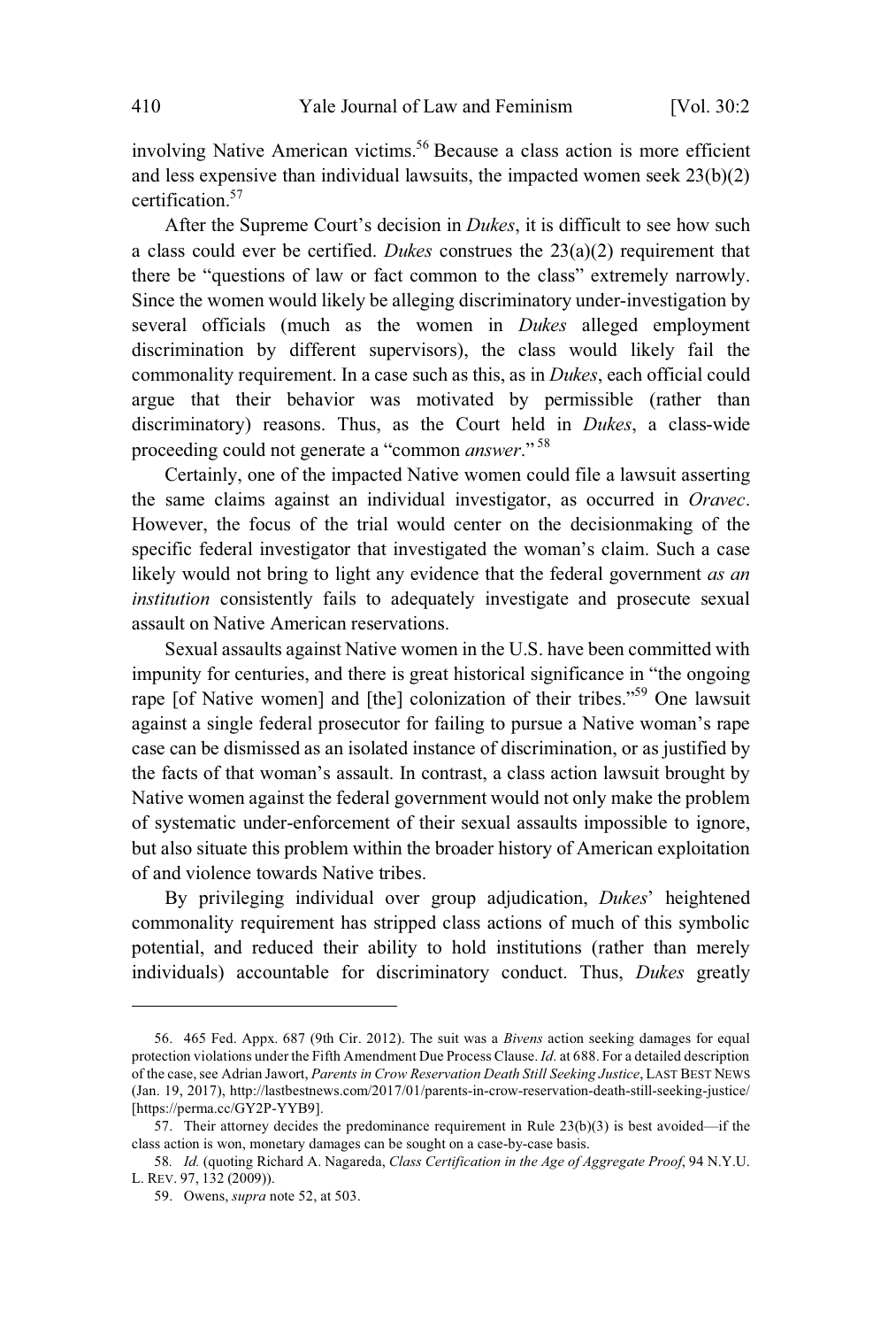involving Native American victims.[56] Because a class action is more efficient and less expensive than individual lawsuits, the impacted women seek 23(b)(2) certification.[57]

After the Supreme Court's decision in *Dukes*, it is difficult to see how such a class could ever be certified. *Dukes* construes the 23(a)(2) requirement that there be "questions of law or fact common to the class" extremely narrowly. Since the women would likely be alleging discriminatory under-investigation by several officials (much as the women in *Dukes* alleged employment discrimination by different supervisors), the class would likely fail the commonality requirement. In a case such as this, as in *Dukes*, each official could argue that their behavior was motivated by permissible (rather than discriminatory) reasons. Thus, as the Court held in *Dukes*, a class-wide proceeding could not generate a "common *answer*."[58]

Certainly, one of the impacted Native women could file a lawsuit asserting the same claims against an individual investigator, as occurred in *Oravec*. However, the focus of the trial would center on the decisionmaking of the specific federal investigator that investigated the woman's claim. Such a case likely would not bring to light any evidence that the federal government *as an institution* consistently fails to adequately investigate and prosecute sexual assault on Native American reservations.

Sexual assaults against Native women in the U.S. have been committed with impunity for centuries, and there is great historical significance in "the ongoing rape [of Native women] and [the] colonization of their tribes."[59] One lawsuit against a single federal prosecutor for failing to pursue a Native woman's rape case can be dismissed as an isolated instance of discrimination, or as justified by the facts of that woman's assault. In contrast, a class action lawsuit brought by Native women against the federal government would not only make the problem of systematic under-enforcement of their sexual assaults impossible to ignore, but also situate this problem within the broader history of American exploitation of and violence towards Native tribes.

By privileging individual over group adjudication, *Dukes*' heightened commonality requirement has stripped class actions of much of this symbolic potential, and reduced their ability to hold institutions (rather than merely individuals) accountable for discriminatory conduct. Thus, *Dukes* greatly

---

56. 465 Fed. Appx. 687 (9th Cir. 2012). The suit was a *Bivens* action seeking damages for equal protection violations under the Fifth Amendment Due Process Clause. *Id*. at 688. For a detailed description of the case, see Adrian Jawort, *Parents in Crow Reservation Death Still Seeking Justice*, LAST BEST NEWS (Jan. 19, 2017), http://lastbestnews.com/2017/01/parents-in-crow-reservation-death-still-seeking-justice/ [https://perma.cc/GY2P-YYB9].

57. Their attorney decides the predominance requirement in Rule 23(b)(3) is best avoided—if the class action is won, monetary damages can be sought on a case-by-case basis.

58. *Id.* (quoting Richard A. Nagareda, *Class Certification in the Age of Aggregate Proof*, 94 N.Y.U. L. REV. 97, 132 (2009)).

59. Owens, *supra* note 52, at 503.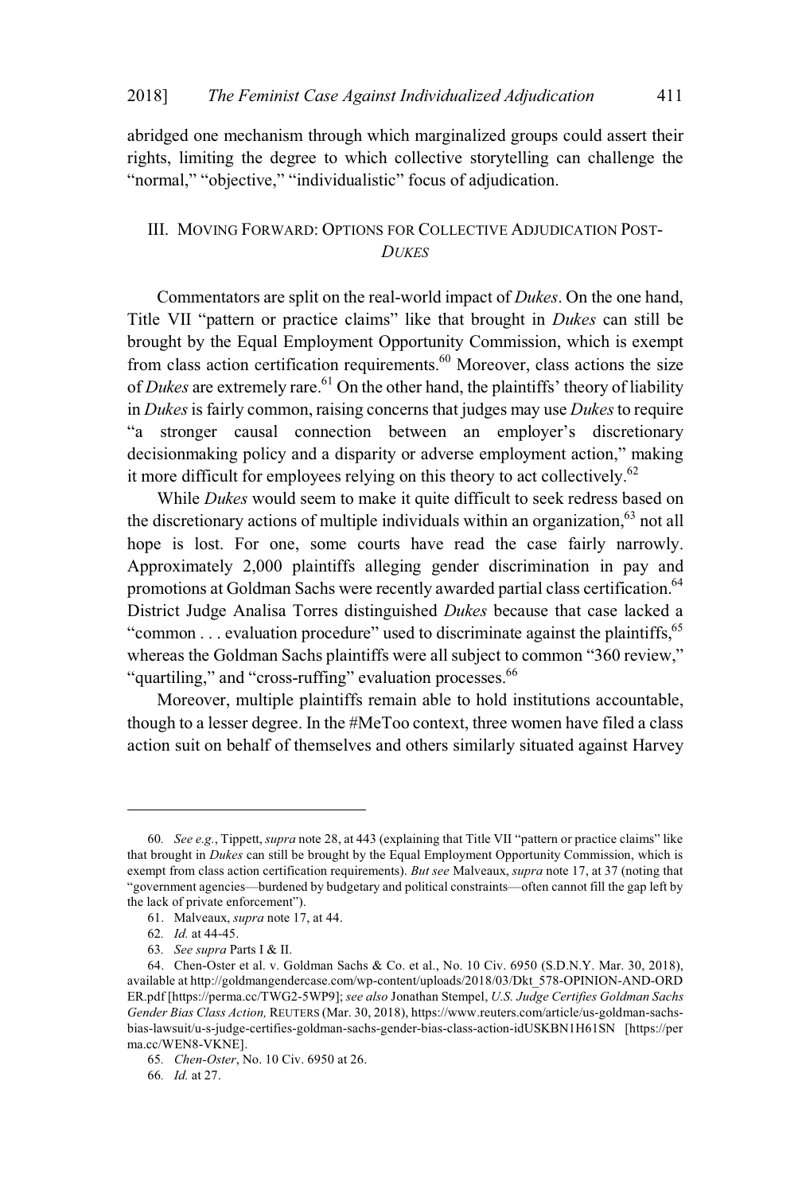abridged one mechanism through which marginalized groups could assert their rights, limiting the degree to which collective storytelling can challenge the "normal," "objective," "individualistic" focus of adjudication.

## III. Moving Forward: Options for Collective Adjudication Post-*Dukes*

Commentators are split on the real-world impact of *Dukes*. On the one hand, Title VII "pattern or practice claims" like that brought in *Dukes* can still be brought by the Equal Employment Opportunity Commission, which is exempt from class action certification requirements.[60] Moreover, class actions the size of *Dukes* are extremely rare.[61] On the other hand, the plaintiffs' theory of liability in *Dukes* is fairly common, raising concerns that judges may use *Dukes* to require "a stronger causal connection between an employer's discretionary decisionmaking policy and a disparity or adverse employment action," making it more difficult for employees relying on this theory to act collectively.[62]

While *Dukes* would seem to make it quite difficult to seek redress based on the discretionary actions of multiple individuals within an organization,[63] not all hope is lost. For one, some courts have read the case fairly narrowly. Approximately 2,000 plaintiffs alleging gender discrimination in pay and promotions at Goldman Sachs were recently awarded partial class certification.[64] District Judge Analisa Torres distinguished *Dukes* because that case lacked a "common . . . evaluation procedure" used to discriminate against the plaintiffs,[65] whereas the Goldman Sachs plaintiffs were all subject to common "360 review," "quartiling," and "cross-ruffing" evaluation processes.[66]

Moreover, multiple plaintiffs remain able to hold institutions accountable, though to a lesser degree. In the #MeToo context, three women have filed a class action suit on behalf of themselves and others similarly situated against Harvey

---

60. *See e.g.*, Tippett, *supra* note 28, at 443 (explaining that Title VII "pattern or practice claims" like that brought in *Dukes* can still be brought by the Equal Employment Opportunity Commission, which is exempt from class action certification requirements). *But see* Malveaux, *supra* note 17, at 37 (noting that "government agencies—burdened by budgetary and political constraints—often cannot fill the gap left by the lack of private enforcement").

61. Malveaux, *supra* note 17, at 44.

62. *Id.* at 44-45.

63. *See supra* Parts I & II.

64. Chen-Oster et al. v. Goldman Sachs & Co. et al., No. 10 Civ. 6950 (S.D.N.Y. Mar. 30, 2018), available at http://goldmangendercase.com/wp-content/uploads/2018/03/Dkt_578-OPINION-AND-ORDER.pdf [https://perma.cc/TWG2-5WP9]; *see also* Jonathan Stempel, *U.S. Judge Certifies Goldman Sachs Gender Bias Class Action,* REUTERS (Mar. 30, 2018), https://www.reuters.com/article/us-goldman-sachs-bias-lawsuit/u-s-judge-certifies-goldman-sachs-gender-bias-class-action-idUSKBN1H61SN [https://perma.cc/WEN8-VKNE].

65. *Chen-Oster*, No. 10 Civ. 6950 at 26.

66. *Id.* at 27.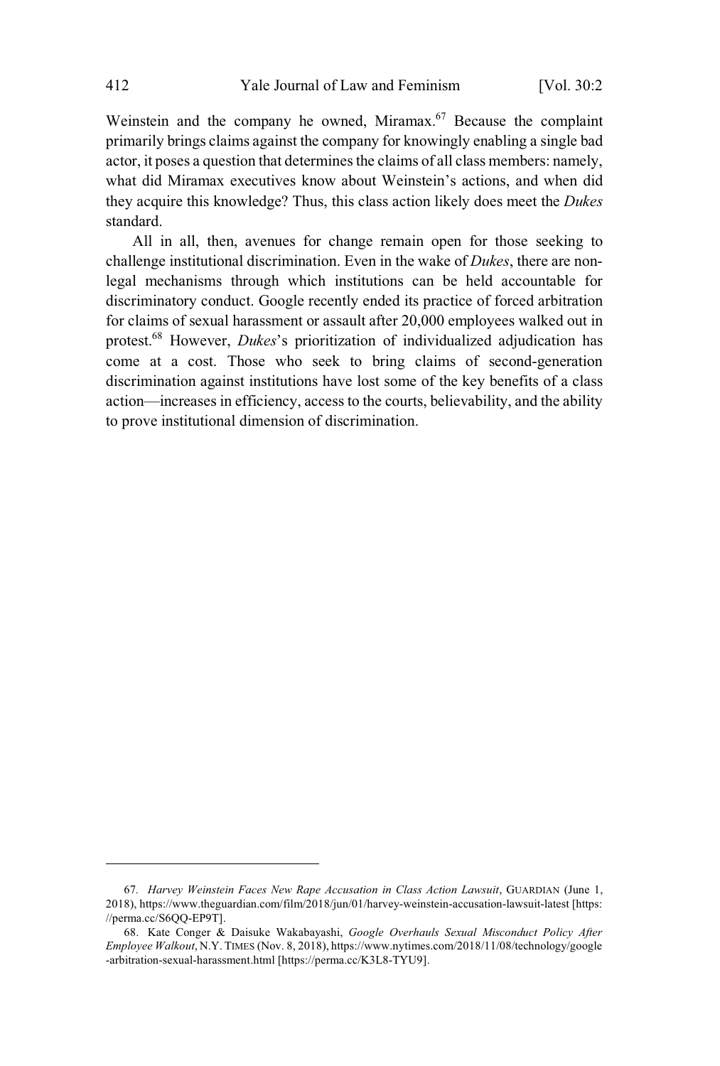Weinstein and the company he owned, Miramax.[67] Because the complaint primarily brings claims against the company for knowingly enabling a single bad actor, it poses a question that determines the claims of all class members: namely, what did Miramax executives know about Weinstein's actions, and when did they acquire this knowledge? Thus, this class action likely does meet the *Dukes* standard.

All in all, then, avenues for change remain open for those seeking to challenge institutional discrimination. Even in the wake of *Dukes*, there are non-legal mechanisms through which institutions can be held accountable for discriminatory conduct. Google recently ended its practice of forced arbitration for claims of sexual harassment or assault after 20,000 employees walked out in protest.[68] However, *Dukes*'s prioritization of individualized adjudication has come at a cost. Those who seek to bring claims of second-generation discrimination against institutions have lost some of the key benefits of a class action—increases in efficiency, access to the courts, believability, and the ability to prove institutional dimension of discrimination.

---

67. *Harvey Weinstein Faces New Rape Accusation in Class Action Lawsuit*, GUARDIAN (June 1, 2018), https://www.theguardian.com/film/2018/jun/01/harvey-weinstein-accusation-lawsuit-latest [https://perma.cc/S6QQ-EP9T].

68. Kate Conger & Daisuke Wakabayashi, *Google Overhauls Sexual Misconduct Policy After Employee Walkout*, N.Y. TIMES (Nov. 8, 2018), https://www.nytimes.com/2018/11/08/technology/google-arbitration-sexual-harassment.html [https://perma.cc/K3L8-TYU9].